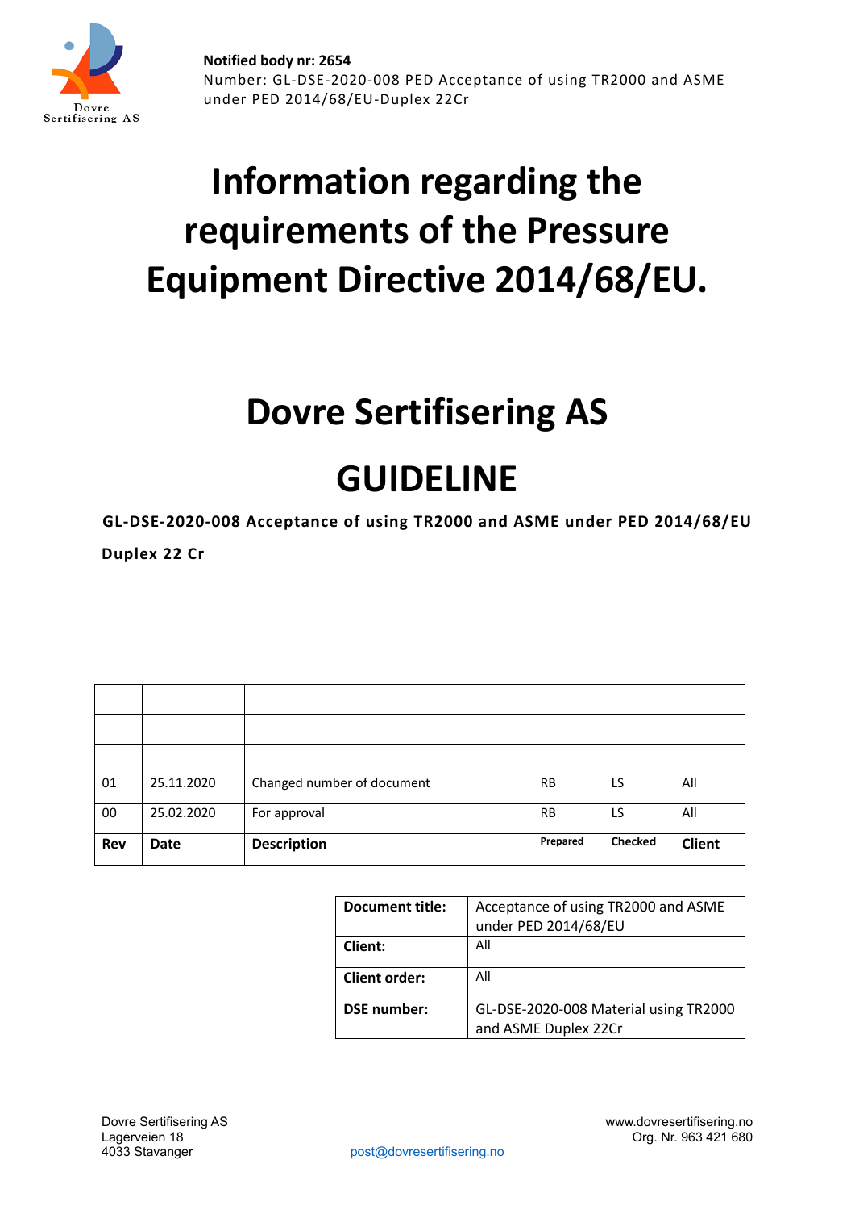**Notified body nr: 2654**
Number: GL-DSE-2020-008 PED Acceptance of using TR2000 and ASME under PED 2014/68/EU-Duplex 22Cr

# Information regarding the requirements of the Pressure Equipment Directive 2014/68/EU.

# Dovre Sertifisering AS

# GUIDELINE

**GL-DSE-2020-008 Acceptance of using TR2000 and ASME under PED 2014/68/EU**

**Duplex 22 Cr**

| | | | | | |
|---|---|---|---|---|---|
| | | | | | |
| | | | | | |
| | | | | | |
| 01 | 25.11.2020 | Changed number of document | RB | LS | All |
| 00 | 25.02.2020 | For approval | RB | LS | All |
| **Rev** | **Date** | **Description** | **Prepared** | **Checked** | **Client** |

| | |
|---|---|
| **Document title:** | Acceptance of using TR2000 and ASME under PED 2014/68/EU |
| **Client:** | All |
| **Client order:** | All |
| **DSE number:** | GL-DSE-2020-008 Material using TR2000 and ASME Duplex 22Cr |

Dovre Sertifisering AS
Lagerveien 18
4033 Stavanger

post@dovresertifisering.no

www.dovresertifisering.no
Org. Nr. 963 421 680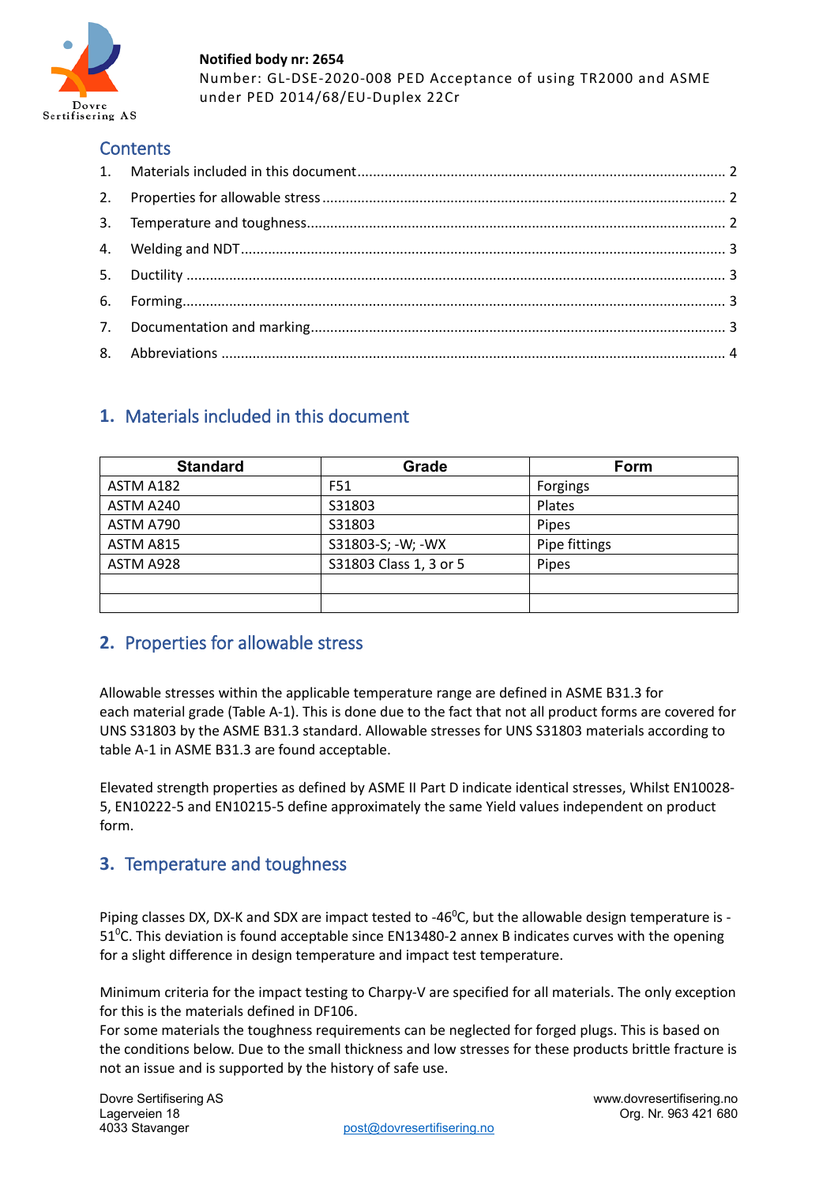Notified body nr: 2654

Number: GL-DSE-2020-008 PED Acceptance of using TR2000 and ASME under PED 2014/68/EU-Duplex 22Cr

## Contents

1. Materials included in this document ........ 2
2. Properties for allowable stress ........ 2
3. Temperature and toughness ........ 2
4. Welding and NDT ........ 3
5. Ductility ........ 3
6. Forming ........ 3
7. Documentation and marking ........ 3
8. Abbreviations ........ 4

## 1. Materials included in this document

| Standard | Grade | Form |
|---|---|---|
| ASTM A182 | F51 | Forgings |
| ASTM A240 | S31803 | Plates |
| ASTM A790 | S31803 | Pipes |
| ASTM A815 | S31803-S; -W; -WX | Pipe fittings |
| ASTM A928 | S31803 Class 1, 3 or 5 | Pipes |
| | | |
| | | |

## 2. Properties for allowable stress

Allowable stresses within the applicable temperature range are defined in ASME B31.3 for each material grade (Table A-1). This is done due to the fact that not all product forms are covered for UNS S31803 by the ASME B31.3 standard. Allowable stresses for UNS S31803 materials according to table A-1 in ASME B31.3 are found acceptable.

Elevated strength properties as defined by ASME II Part D indicate identical stresses, Whilst EN10028-5, EN10222-5 and EN10215-5 define approximately the same Yield values independent on product form.

## 3. Temperature and toughness

Piping classes DX, DX-K and SDX are impact tested to -46$^{0}$C, but the allowable design temperature is -51$^{0}$C. This deviation is found acceptable since EN13480-2 annex B indicates curves with the opening for a slight difference in design temperature and impact test temperature.

Minimum criteria for the impact testing to Charpy-V are specified for all materials. The only exception for this is the materials defined in DF106.

For some materials the toughness requirements can be neglected for forged plugs. This is based on the conditions below. Due to the small thickness and low stresses for these products brittle fracture is not an issue and is supported by the history of safe use.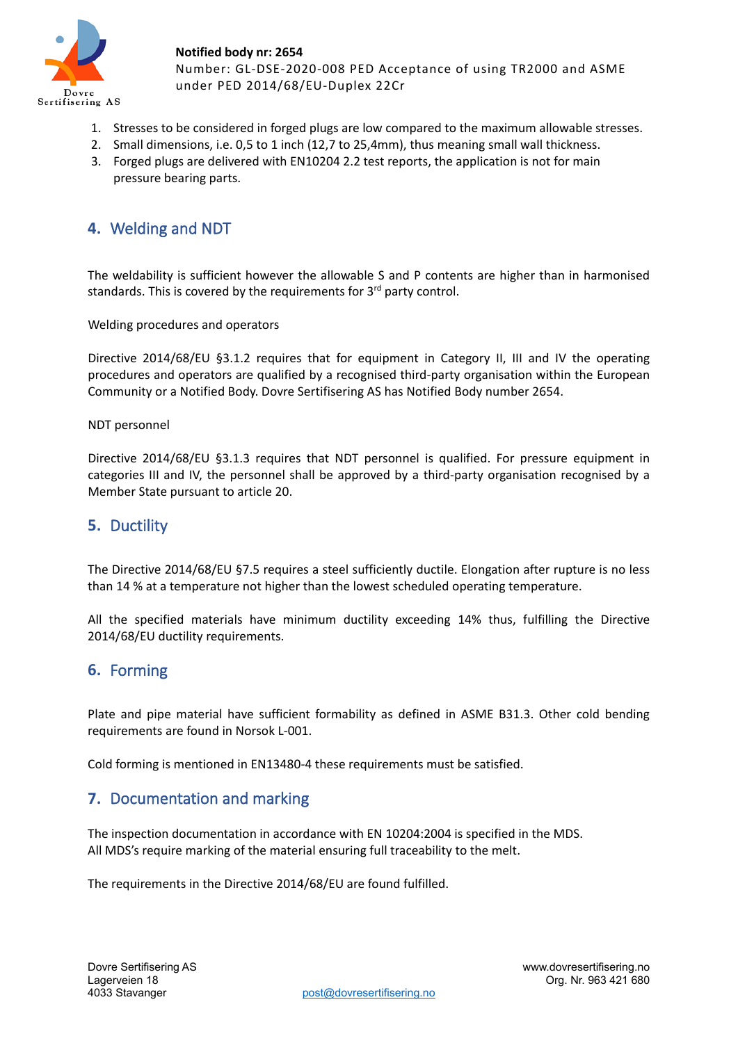1. Stresses to be considered in forged plugs are low compared to the maximum allowable stresses.
2. Small dimensions, i.e. 0,5 to 1 inch (12,7 to 25,4mm), thus meaning small wall thickness.
3. Forged plugs are delivered with EN10204 2.2 test reports, the application is not for main pressure bearing parts.

## 4. Welding and NDT

The weldability is sufficient however the allowable S and P contents are higher than in harmonised standards. This is covered by the requirements for 3rd party control.

Welding procedures and operators

Directive 2014/68/EU §3.1.2 requires that for equipment in Category II, III and IV the operating procedures and operators are qualified by a recognised third-party organisation within the European Community or a Notified Body. Dovre Sertifisering AS has Notified Body number 2654.

NDT personnel

Directive 2014/68/EU §3.1.3 requires that NDT personnel is qualified. For pressure equipment in categories III and IV, the personnel shall be approved by a third-party organisation recognised by a Member State pursuant to article 20.

## 5. Ductility

The Directive 2014/68/EU §7.5 requires a steel sufficiently ductile. Elongation after rupture is no less than 14 % at a temperature not higher than the lowest scheduled operating temperature.

All the specified materials have minimum ductility exceeding 14% thus, fulfilling the Directive 2014/68/EU ductility requirements.

## 6. Forming

Plate and pipe material have sufficient formability as defined in ASME B31.3. Other cold bending requirements are found in Norsok L-001.

Cold forming is mentioned in EN13480-4 these requirements must be satisfied.

## 7. Documentation and marking

The inspection documentation in accordance with EN 10204:2004 is specified in the MDS.
All MDS's require marking of the material ensuring full traceability to the melt.

The requirements in the Directive 2014/68/EU are found fulfilled.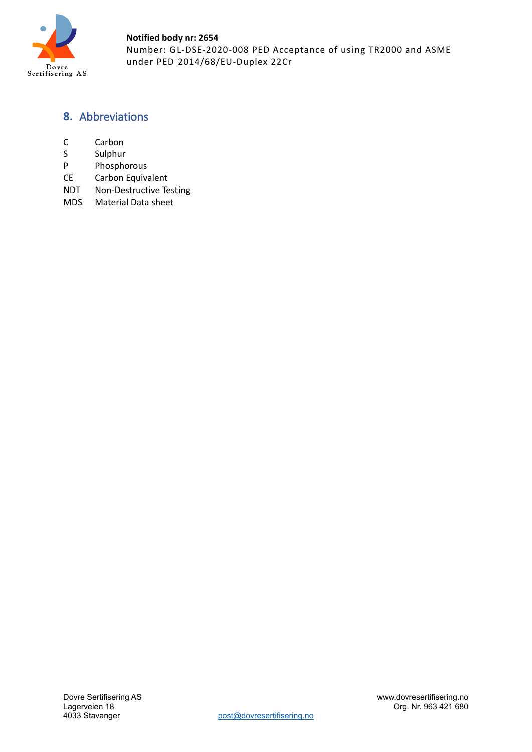## 8. Abbreviations

| | |
|---|---|
| C | Carbon |
| S | Sulphur |
| P | Phosphorous |
| CE | Carbon Equivalent |
| NDT | Non-Destructive Testing |
| MDS | Material Data sheet |